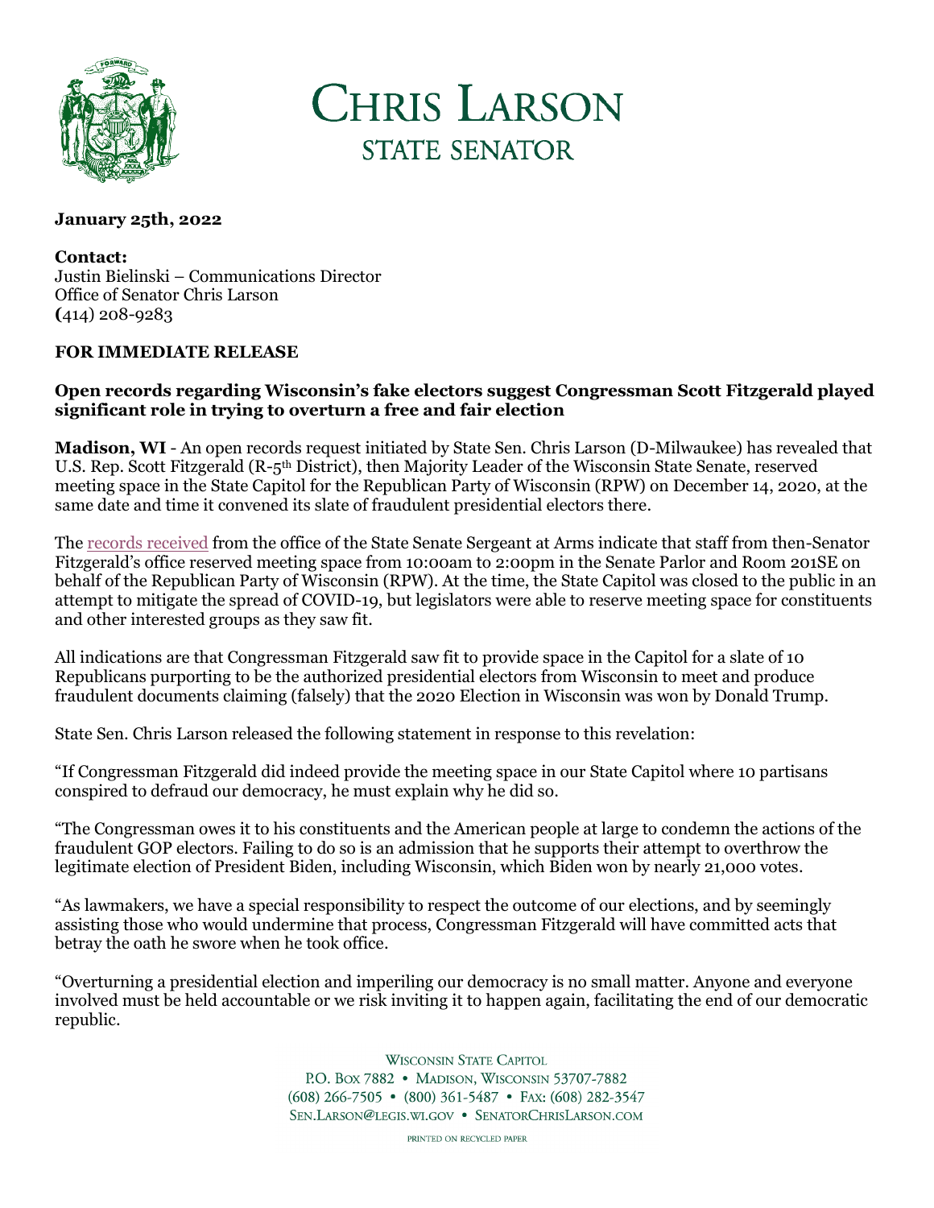# CHRIS LARSON
## STATE SENATOR

**January 25th, 2022**

**Contact:**
Justin Bielinski – Communications Director
Office of Senator Chris Larson
**(**414) 208-9283

**FOR IMMEDIATE RELEASE**

**Open records regarding Wisconsin's fake electors suggest Congressman Scott Fitzgerald played significant role in trying to overturn a free and fair election**

**Madison, WI** - An open records request initiated by State Sen. Chris Larson (D-Milwaukee) has revealed that U.S. Rep. Scott Fitzgerald (R-5th District), then Majority Leader of the Wisconsin State Senate, reserved meeting space in the State Capitol for the Republican Party of Wisconsin (RPW) on December 14, 2020, at the same date and time it convened its slate of fraudulent presidential electors there.

The records received from the office of the State Senate Sergeant at Arms indicate that staff from then-Senator Fitzgerald's office reserved meeting space from 10:00am to 2:00pm in the Senate Parlor and Room 201SE on behalf of the Republican Party of Wisconsin (RPW). At the time, the State Capitol was closed to the public in an attempt to mitigate the spread of COVID-19, but legislators were able to reserve meeting space for constituents and other interested groups as they saw fit.

All indications are that Congressman Fitzgerald saw fit to provide space in the Capitol for a slate of 10 Republicans purporting to be the authorized presidential electors from Wisconsin to meet and produce fraudulent documents claiming (falsely) that the 2020 Election in Wisconsin was won by Donald Trump.

State Sen. Chris Larson released the following statement in response to this revelation:

"If Congressman Fitzgerald did indeed provide the meeting space in our State Capitol where 10 partisans conspired to defraud our democracy, he must explain why he did so.

"The Congressman owes it to his constituents and the American people at large to condemn the actions of the fraudulent GOP electors. Failing to do so is an admission that he supports their attempt to overthrow the legitimate election of President Biden, including Wisconsin, which Biden won by nearly 21,000 votes.

"As lawmakers, we have a special responsibility to respect the outcome of our elections, and by seemingly assisting those who would undermine that process, Congressman Fitzgerald will have committed acts that betray the oath he swore when he took office.

"Overturning a presidential election and imperiling our democracy is no small matter. Anyone and everyone involved must be held accountable or we risk inviting it to happen again, facilitating the end of our democratic republic.

WISCONSIN STATE CAPITOL
P.O. BOX 7882 • MADISON, WISCONSIN 53707-7882
(608) 266-7505 • (800) 361-5487 • FAX: (608) 282-3547
SEN.LARSON@LEGIS.WI.GOV • SENATORCHRISLARSON.COM

PRINTED ON RECYCLED PAPER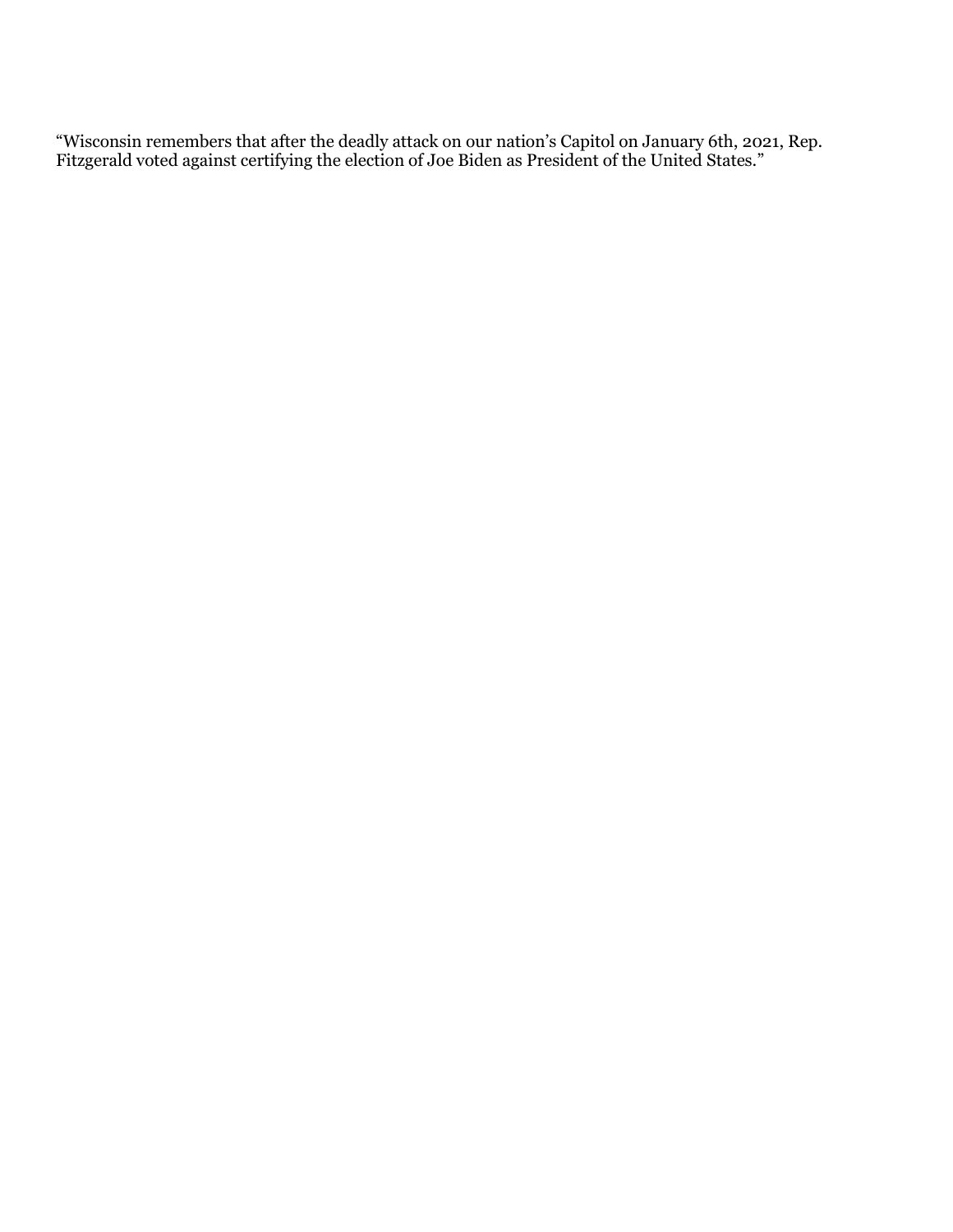“Wisconsin remembers that after the deadly attack on our nation’s Capitol on January 6th, 2021, Rep. Fitzgerald voted against certifying the election of Joe Biden as President of the United States.”